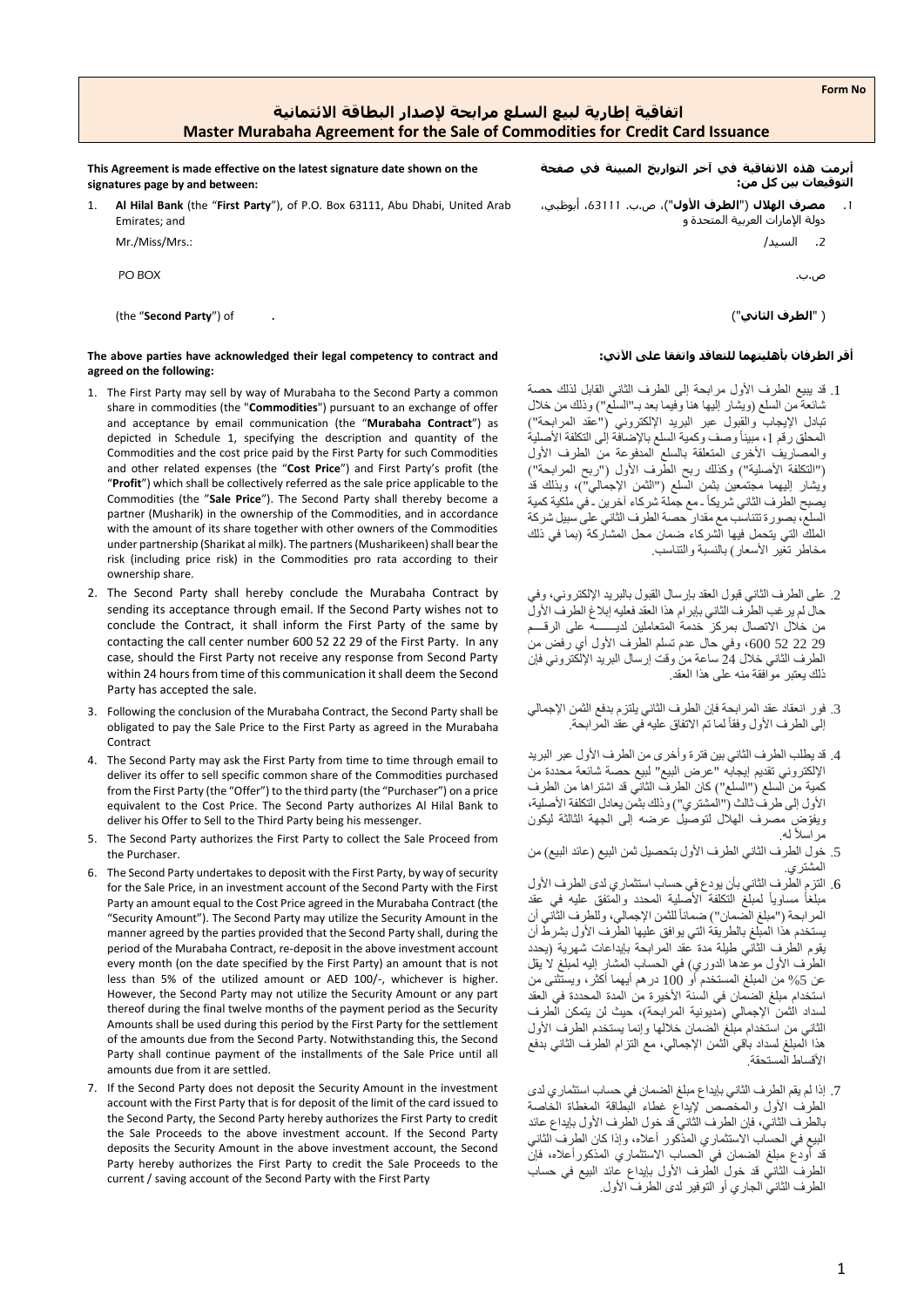Form No

# اتفاقية إطارية لبيع السلع مرابحة لإصدار البطاقة الائتمانية
# Master Murabaha Agreement for the Sale of Commodities for Credit Card Issuance

**This Agreement is made effective on the latest signature date shown on the signatures page by and between:**

1. **Al Hilal Bank** (the "**First Party**"), of P.O. Box 63111, Abu Dhabi, United Arab Emirates; and

Mr./Miss/Mrs.:

PO BOX

(the "**Second Party**") of .

**The above parties have acknowledged their legal competency to contract and agreed on the following:**

1. The First Party may sell by way of Murabaha to the Second Party a common share in commodities (the "**Commodities**") pursuant to an exchange of offer and acceptance by email communication (the "**Murabaha Contract**") as depicted in Schedule 1, specifying the description and quantity of the Commodities and the cost price paid by the First Party for such Commodities and other related expenses (the "**Cost Price**") and First Party's profit (the "**Profit**") which shall be collectively referred as the sale price applicable to the Commodities (the "**Sale Price**"). The Second Party shall thereby become a partner (Musharik) in the ownership of the Commodities, and in accordance with the amount of its share together with other owners of the Commodities under partnership (Sharikat al milk). The partners (Musharikeen) shall bear the risk (including price risk) in the Commodities pro rata according to their ownership share.
2. The Second Party shall hereby conclude the Murabaha Contract by sending its acceptance through email. If the Second Party wishes not to conclude the Contract, it shall inform the First Party of the same by contacting the call center number 600 52 22 29 of the First Party. In any case, should the First Party not receive any response from Second Party within 24 hours from time of this communication it shall deem the Second Party has accepted the sale.
3. Following the conclusion of the Murabaha Contract, the Second Party shall be obligated to pay the Sale Price to the First Party as agreed in the Murabaha Contract
4. The Second Party may ask the First Party from time to time through email to deliver its offer to sell specific common share of the Commodities purchased from the First Party (the "Offer") to the third party (the "Purchaser") on a price equivalent to the Cost Price. The Second Party authorizes Al Hilal Bank to deliver his Offer to Sell to the Third Party being his messenger.
5. The Second Party authorizes the First Party to collect the Sale Proceed from the Purchaser.
6. The Second Party undertakes to deposit with the First Party, by way of security for the Sale Price, in an investment account of the Second Party with the First Party an amount equal to the Cost Price agreed in the Murabaha Contract (the "Security Amount"). The Second Party may utilize the Security Amount in the manner agreed by the parties provided that the Second Party shall, during the period of the Murabaha Contract, re-deposit in the above investment account every month (on the date specified by the First Party) an amount that is not less than 5% of the utilized amount or AED 100/-, whichever is higher. However, the Second Party may not utilize the Security Amount or any part thereof during the final twelve months of the payment period as the Security Amounts shall be used during this period by the First Party for the settlement of the amounts due from the Second Party. Notwithstanding this, the Second Party shall continue payment of the installments of the Sale Price until all amounts due from it are settled.
7. If the Second Party does not deposit the Security Amount in the investment account with the First Party that is for deposit of the limit of the card issued to the Second Party, the Second Party hereby authorizes the First Party to credit the Sale Proceeds to the above investment account. If the Second Party deposits the Security Amount in the above investment account, the Second Party hereby authorizes the First Party to credit the Sale Proceeds to the current / saving account of the Second Party with the First Party

**أبرمت هذه الاتفاقية في آخر التواريخ المبينة في صفحة التوقيعات بين كل من:**

1. **مصرف الهلال** (**"الطرف الأول"**)، ص.ب. 63111، أبوظبي، دولة الإمارات العربية المتحدة و
2. السيد/

ص.ب.

( **"الطرف الثاني"**)

**أقر الطرفان بأهليتهما للتعاقد واتفقا على الآتي:**

1. قد يبيع الطرف الأول مرابحة إلى الطرف الثاني القابل لذلك حصة شائعة من السلع (ويشار إليها هنا وفيما بعد بـ"السلع") وذلك من خلال تبادل الإيجاب والقبول عبر البريد الإلكتروني ("عقد المرابحة") المحلق رقم 1، مبيناً وصف وكمية السلع بالإضافة إلى التكلفة الأصلية والمصاريف الأخرى المتعلقة بالسلع المدفوعة من الطرف الأول ("التكلفة الأصلية") وكذلك ربح الطرف الأول ("ربح المرابحة") ويشار إليها مجتمعين بثمن السلع ("الثمن الإجمالي")، وبذلك قد يصبح الطرف الثاني شريكاً - مع جملة شركاء آخرين - في ملكية كمية السلع، بصورة تتناسب مع مقدار حصة الطرف الثاني على سبيل شركة الملك التي يتحمل فيها الشركاء ضمان محل المشاركة (بما في ذلك مخاطر تغير الأسعار) بالنسبة والتناسب.
2. على الطرف الثاني قبول العقد بإرسال القبول بالبريد الإلكتروني، وفي حال لم يرغب الطرف الثاني بإبرام هذا العقد فعليه إبلاغ الطرف الأول من خلال الاتصال بمركز خدمة المتعاملين لديـــــه على الرقـــم 29 22 52 600، وفي حال عدم تسلم الطرف الأول أي رفض من الطرف الثاني خلال 24 ساعة من وقت إرسال البريد الإلكتروني فإن ذلك يعتبر موافقة منه على هذا العقد.
3. فور انعقاد عقد المرابحة فإن الطرف الثاني يلتزم بدفع الثمن الإجمالي إلى الطرف الأول وفقاً لما تم الاتفاق عليه في عقد المرابحة.
4. قد يطلب الطرف الثاني بين فترة وأخرى من الطرف الأول عبر البريد الإلكتروني تقديم إيجابه "عرض البيع" لبيع حصة شائعة محددة من كمية من السلع ("السلع") كان الطرف الثاني قد اشتراها من الطرف الأول إلى طرف ثالث ("المشتري") وذلك بثمن يعادل التكلفة الأصلية، ويفوض مصرف الهلال لتوصيل عرضه إلى الجهة الثالثة ليكون مراسلاً له.
5. خول الطرف الثاني الطرف الأول بتحصيل ثمن البيع (عائد البيع) من المشتري.
6. التزم الطرف الثاني بأن يودع في حساب استثماري لدى الطرف الأول مبلغاً مساوياً لمبلغ التكلفة الأصلية المحدد والمتفق عليه في عقد المرابحة ("مبلغ الضمان") ضماناً للثمن الإجمالي، وللطرف الثاني أن يستخدم هذا المبلغ بالطريقة التي يوافق عليها الطرف الأول بشرط أن يقوم الطرف الثاني طيلة مدة عقد المرابحة بإيداعات شهرية (يحدد الطرف الأول موعدها الدوري) في الحساب المشار إليه لمبلغ لا يقل عن 5% من المبلغ المستخدم أو 100 درهم أيهما أكثر، ويستثنى من استخدام مبلغ الضمان في السنة الأخيرة من المدة المحددة في العقد لسداد الثمن الإجمالي (مديونية المرابحة)، حيث لن يتمكن الطرف الثاني من استخدام مبلغ الضمان خلالها وإنما يستخدم الطرف الأول هذا المبلغ لسداد باقي الثمن الإجمالي، مع التزام الطرف الثاني بدفع الأقساط المستحقة.
7. إذا لم يقم الطرف الثاني بإيداع مبلغ الضمان في حساب استثماري لدى الطرف الأول والمخصص لإيداع غطاء البطاقة المغطاة الخاصة بالطرف الثاني، فإن الطرف الثاني قد خول الطرف الأول بإيداع عائد البيع في الحساب الاستثماري المذكور أعلاه، وإذا كان الطرف الثاني قد أودع مبلغ الضمان في الحساب الاستثماري المذكور أعلاه، فإن الطرف الثاني قد خول الطرف الأول بإيداع عائد البيع في حساب الطرف الثاني الجاري أو التوفير لدى الطرف الأول.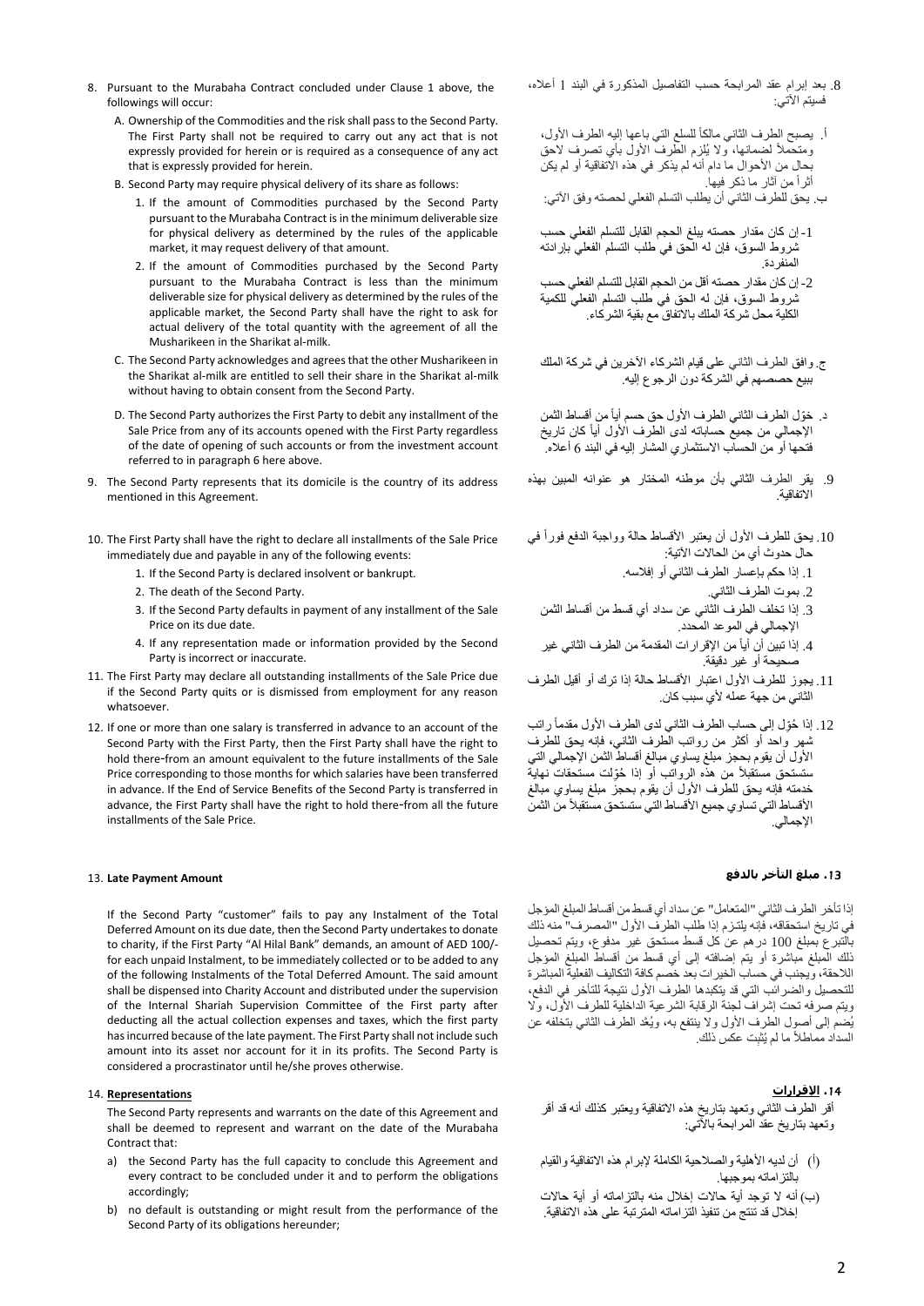8. Pursuant to the Murabaha Contract concluded under Clause 1 above, the followings will occur:

   A. Ownership of the Commodities and the risk shall pass to the Second Party. The First Party shall not be required to carry out any act that is not expressly provided for herein or is required as a consequence of any act that is expressly provided for herein.

   B. Second Party may require physical delivery of its share as follows:

      1. If the amount of Commodities purchased by the Second Party pursuant to the Murabaha Contract is in the minimum deliverable size for physical delivery as determined by the rules of the applicable market, it may request delivery of that amount.

      2. If the amount of Commodities purchased by the Second Party pursuant to the Murabaha Contract is less than the minimum deliverable size for physical delivery as determined by the rules of the applicable market, the Second Party shall have the right to ask for actual delivery of the total quantity with the agreement of all the Musharikeen in the Sharikat al-milk.

   C. The Second Party acknowledges and agrees that the other Musharikeen in the Sharikat al-milk are entitled to sell their share in the Sharikat al-milk without having to obtain consent from the Second Party.

   D. The Second Party authorizes the First Party to debit any installment of the Sale Price from any of its accounts opened with the First Party regardless of the date of opening of such accounts or from the investment account referred to in paragraph 6 here above.

9. The Second Party represents that its domicile is the country of its address mentioned in this Agreement.

10. The First Party shall have the right to declare all installments of the Sale Price immediately due and payable in any of the following events:

    1. If the Second Party is declared insolvent or bankrupt.
    2. The death of the Second Party.
    3. If the Second Party defaults in payment of any installment of the Sale Price on its due date.
    4. If any representation made or information provided by the Second Party is incorrect or inaccurate.

11. The First Party may declare all outstanding installments of the Sale Price due if the Second Party quits or is dismissed from employment for any reason whatsoever.

12. If one or more than one salary is transferred in advance to an account of the Second Party with the First Party, then the First Party shall have the right to hold there-from an amount equivalent to the future installments of the Sale Price corresponding to those months for which salaries have been transferred in advance. If the End of Service Benefits of the Second Party is transferred in advance, the First Party shall have the right to hold there-from all the future installments of the Sale Price.

### 13. Late Payment Amount

If the Second Party "customer" fails to pay any Instalment of the Total Deferred Amount on its due date, then the Second Party undertakes to donate to charity, if the First Party "Al Hilal Bank" demands, an amount of AED 100/- for each unpaid Instalment, to be immediately collected or to be added to any of the following Instalments of the Total Deferred Amount. The said amount shall be dispensed into Charity Account and distributed under the supervision of the Internal Shariah Supervision Committee of the First party after deducting all the actual collection expenses and taxes, which the first party has incurred because of the late payment. The First Party shall not include such amount into its asset nor account for it in its profits. The Second Party is considered a procrastinator until he/she proves otherwise.

### 14. Representations

The Second Party represents and warrants on the date of this Agreement and shall be deemed to represent and warrant on the date of the Murabaha Contract that:

a) the Second Party has the full capacity to conclude this Agreement and every contract to be concluded under it and to perform the obligations accordingly;

b) no default is outstanding or might result from the performance of the Second Party of its obligations hereunder;

---

8. بعد إبرام عقد المرابحة حسب التفاصيل المذكورة في البند 1 أعلاه، فسيتم الآتي:

   أ. يصبح الطرف الثاني مالكاً للسلع التي باعها إليه الطرف الأول، ومتحملاً لضمانها، ولا يُلزم الطرف الأول بأي تصرف لاحق بحال من الأحوال ما دام أنه لم يذكر في هذه الاتفاقية أو لم يكن أثراً من آثار ما ذكر فيها.

   ب. يحق للطرف الثاني أن يطلب التسلم الفعلي لحصته وفق الآتي:

      1- إن كان مقدار حصته يبلغ الحجم القابل للتسلم الفعلي حسب شروط السوق، فإن له الحق في طلب التسلم الفعلي بإرادته المنفردة.

      2- إن كان مقدار حصته أقل من الحجم القابل للتسلم الفعلي حسب شروط السوق، فإن له الحق في طلب التسلم الفعلي للكمية الكلية محل شركة الملك بالاتفاق مع بقية الشركاء.

   ج. وافق الطرف الثاني على قيام الشركاء الآخرين في شركة الملك ببيع حصصهم في الشركة دون الرجوع إليه.

   د. خوّل الطرف الثاني الطرف الأول حق حسم أياً من أقساط الثمن الإجمالي من جميع حساباته لدى الطرف الأول أياً كان تاريخ فتحها أو من الحساب الاستثماري المشار إليه في البند 6 أعلاه.

9. يقر الطرف الثاني بأن موطنه المختار هو عنوانه المبين بهذه الاتفاقية.

10. يحق للطرف الأول أن يعتبر الأقساط حالة وواجبة الدفع فوراً في حال حدوث أي من الحالات الآتية:

    1. إذا حكم بإعسار الطرف الثاني أو إفلاسه.
    2. بموت الطرف الثاني.
    3. إذا تخلف الطرف الثاني عن سداد أي قسط من أقساط الثمن الإجمالي في الموعد المحدد.
    4. إذا تبين أن أياً من الإقرارات المقدمة من الطرف الثاني غير صحيحة أو غير دقيقة.

11. يجوز للطرف الأول اعتبار الأقساط حالة إذا ترك أو أقيل الطرف الثاني من جهة عمله لأي سبب كان.

12. إذا حُوّل إلى حساب الطرف الثاني لدى الطرف الأول مقدماً راتب شهر واحد أو أكثر من رواتب الطرف الثاني، فإنه يحق للطرف الأول أن يقوم بحجز مبلغ يساوي مبالغ أقساط الثمن الإجمالي التي ستستحق مستقبلاً من هذه الرواتب أو إذا حُوّلت مستحقات نهاية خدمته فإنه يحق للطرف الأول أن يقوم بحجز مبلغ يساوي مبالغ الأقساط التي تساوي جميع الأقساط التي ستستحق مستقبلاً من الثمن الإجمالي.

### 13. مبلغ التأخر بالدفع

إذا تأخر الطرف الثاني "المتعامل" عن سداد أي قسط من أقساط المبلغ المؤجل في تاريخ استحقاقه، فإنه يلتزم إذا طلب الطرف الأول "المصرف" منه ذلك بالتبرع بمبلغ 100 درهم عن كل قسط مستحق غير مدفوع، ويتم تحصيل ذلك المبلغ مباشرة أو يتم إضافته إلى أي قسط من أقساط المبلغ المؤجل اللاحقة، ويجنب في حساب الخيرات بعد خصم كافة التكاليف الفعلية المباشرة للتحصيل والضرائب التي قد يتكبدها الطرف الأول نتيجة للتأخر في الدفع، ويتم صرفه تحت إشراف لجنة الرقابة الشرعية الداخلية للطرف الأول، ولا يُضم إلى أصول الطرف الأول ولا ينتفع به، ويُعَد الطرف الثاني بتخلفه عن السداد مماطلاً ما لم يثبت عكس ذلك.

### 14. الإقرارات

أقر الطرف الثاني وتعهد بتاريخ هذه الاتفاقية ويعتبر كذلك أنه قد أقر وتعهد بتاريخ عقد المرابحة بالآتي:

(أ) أن لديه الأهلية والصلاحية الكاملة لإبرام هذه الاتفاقية والقيام بالتزاماته بموجبها.

(ب) أنه لا توجد أية حالات إخلال منه بالتزاماته أو أية حالات إخلال قد تنتج من تنفيذ التزاماته المترتبة على هذه الاتفاقية.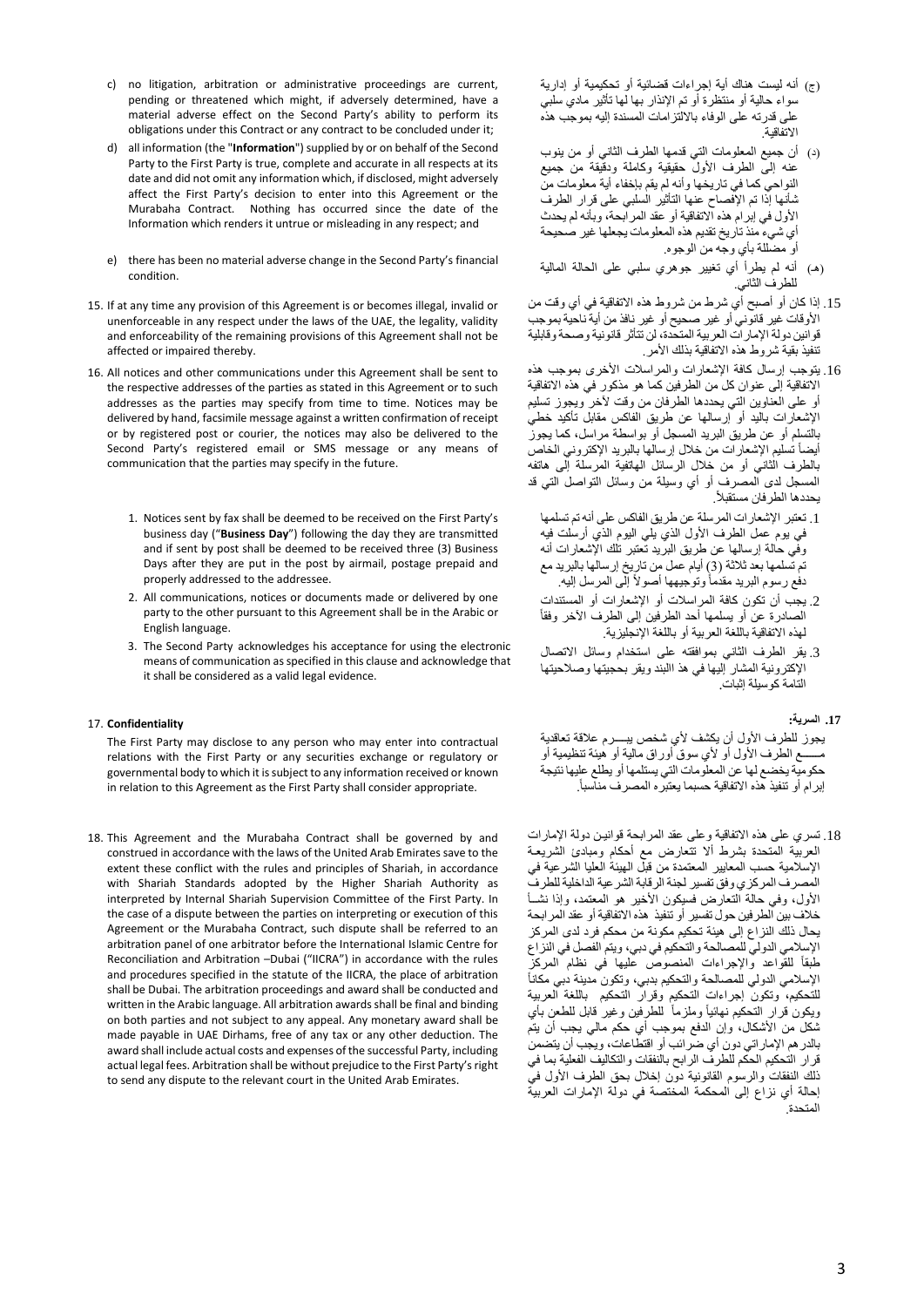c) no litigation, arbitration or administrative proceedings are current, pending or threatened which might, if adversely determined, have a material adverse effect on the Second Party's ability to perform its obligations under this Contract or any contract to be concluded under it;

d) all information (the "**Information**") supplied by or on behalf of the Second Party to the First Party is true, complete and accurate in all respects at its date and did not omit any information which, if disclosed, might adversely affect the First Party's decision to enter into this Agreement or the Murabaha Contract. Nothing has occurred since the date of the Information which renders it untrue or misleading in any respect; and

e) there has been no material adverse change in the Second Party's financial condition.

15. If at any time any provision of this Agreement is or becomes illegal, invalid or unenforceable in any respect under the laws of the UAE, the legality, validity and enforceability of the remaining provisions of this Agreement shall not be affected or impaired thereby.

16. All notices and other communications under this Agreement shall be sent to the respective addresses of the parties as stated in this Agreement or to such addresses as the parties may specify from time to time. Notices may be delivered by hand, facsimile message against a written confirmation of receipt or by registered post or courier, the notices may also be delivered to the Second Party's registered email or SMS message or any means of communication that the parties may specify in the future.

    1. Notices sent by fax shall be deemed to be received on the First Party's business day ("**Business Day**") following the day they are transmitted and if sent by post shall be deemed to be received three (3) Business Days after they are put in the post by airmail, postage prepaid and properly addressed to the addressee.
    2. All communications, notices or documents made or delivered by one party to the other pursuant to this Agreement shall be in the Arabic or English language.
    3. The Second Party acknowledges his acceptance for using the electronic means of communication as specified in this clause and acknowledge that it shall be considered as a valid legal evidence.

17. **Confidentiality**

    The First Party may disclose to any person who may enter into contractual relations with the First Party or any securities exchange or regulatory or governmental body to which it is subject to any information received or known in relation to this Agreement as the First Party shall consider appropriate.

18. This Agreement and the Murabaha Contract shall be governed by and construed in accordance with the laws of the United Arab Emirates save to the extent these conflict with the rules and principles of Shariah, in accordance with Shariah Standards adopted by the Higher Shariah Authority as interpreted by Internal Shariah Supervision Committee of the First Party. In the case of a dispute between the parties on interpreting or execution of this Agreement or the Murabaha Contract, such dispute shall be referred to an arbitration panel of one arbitrator before the International Islamic Centre for Reconciliation and Arbitration –Dubai ("IICRA") in accordance with the rules and procedures specified in the statute of the IICRA, the place of arbitration shall be Dubai. The arbitration proceedings and award shall be conducted and written in the Arabic language. All arbitration awards shall be final and binding on both parties and not subject to any appeal. Any monetary award shall be made payable in UAE Dirhams, free of any tax or any other deduction. The award shall include actual costs and expenses of the successful Party, including actual legal fees. Arbitration shall be without prejudice to the First Party's right to send any dispute to the relevant court in the United Arab Emirates.

(ج) أنه ليست هناك أية إجراءات قضائية أو تحكيمية أو إدارية سواء حالية أو منتظرة أو تم الإنذار بها لها تأثير مادي سلبي على قدرته على الوفاء بالالتزامات المسندة إليه بموجب هذه الاتفاقية.

(د) أن جميع المعلومات التي قدمها الطرف الثاني أو من ينوب عنه إلى الطرف الأول حقيقية وكاملة ودقيقة من جميع النواحي كما في تاريخها وأنه لم يقم بإخفاء أية معلومات من شأنها إذا تم الإفصاح عنها التأثير السلبي على قرار الطرف الأول في إبرام هذه الاتفاقية أو عقد المرابحة، وبأنه لم يحدث أي شيء منذ تاريخ تقديم هذه المعلومات يجعلها غير صحيحة أو مضللة بأي وجه من الوجوه.

(هـ) أنه لم يطرأ أي تغيير جوهري سلبي على الحالة المالية للطرف الثاني.

15. إذا كان أو أصبح أي شرط من شروط هذه الاتفاقية في أي وقت من الأوقات غير قانوني أو غير صحيح أو غير نافذ من أية ناحية بموجب قوانين دولة الإمارات العربية المتحدة، لن تتأثر قانونية وصحة وقابلية تنفيذ بقية شروط هذه الاتفاقية بذلك الأمر.

16. يتوجب إرسال كافة الإشعارات والمراسلات الأخرى بموجب هذه الاتفاقية إلى عنوان كل من الطرفين كما هو مذكور في هذه الاتفاقية أو على العناوين التي يحددها الطرفان من وقت لآخر ويجوز تسليم الإشعارات باليد أو إرسالها عن طريق الفاكس مقابل تأكيد خطي بالتسلم أو عن طريق البريد المسجل أو بواسطة مراسل، كما يجوز أيضاً تسليم الإشعارات من خلال إرسالها بالبريد الإلكتروني الخاص بالطرف الثاني أو من خلال الرسائل الهاتفية المرسلة إلى هاتفه المسجل لدى المصرف أو أي وسيلة من وسائل التواصل التي قد يحددها الطرفان مستقبلاً.

    1. تعتبر الإشعارات المرسلة عن طريق الفاكس على أنه تم تسلمها في يوم عمل الطرف الأول الذي يلي اليوم الذي أرسلت فيه وفي حالة إرسالها عن طريق البريد تعتبر تلك الإشعارات أنه تم تسلمها بعد ثلاثة (3) أيام عمل من تاريخ إرسالها بالبريد مع دفع رسوم البريد مقدماً وتوجيهها أصولاً إلى المرسل إليه.
    2. يجب أن تكون كافة المراسلات أو الإشعارات أو المستندات الصادرة عن أو يسلمها أحد الطرفين إلى الطرف الآخر وفقاً لهذه الاتفاقية باللغة العربية أو باللغة الإنجليزية.
    3. يقر الطرف الثاني بموافقته على استخدام وسائل الاتصال الإلكترونية المشار إليها في هذا البند ويقر بحجيتها وصلاحيتها التامة كوسيلة إثبات.

17. **السرية:**

    يجوز للطرف الأول أن يكشف لأي شخص يبـــرم علاقة تعاقدية مــــــع الطرف الأول أو لأي سوق أوراق مالية أو هيئة تنظيمية أو حكومية يخضع لها عن المعلومات التي يستلمها أو يطلع عليها نتيجة إبرام أو تنفيذ هذه الاتفاقية حسبما يعتبره المصرف مناسباً.

18. تسري على هذه الاتفاقية وعلى عقد المرابحة قوانين دولة الإمارات العربية المتحدة بشرط ألا تتعارض مع أحكام ومبادئ الشريعة الإسلامية حسب المعايير المعتمدة من قبل الهيئة العليا الشرعية في المصرف المركزي وفق تفسير لجنة الرقابة الشرعية الداخلية للطرف الأول، وفي حالة التعارض فسيكون الأخير هو المعتمد، وإذا نشأ خلاف بين الطرفين حول تفسير أو تنفيذ هذه الاتفاقية أو عقد المرابحة يحال ذلك النزاع إلى هيئة تحكيم مكونة من محكم فرد لدى المركز الإسلامي الدولي للمصالحة والتحكيم في دبي، ويتم الفصل في النزاع طبقاً للقواعد والإجراءات المنصوص عليها في نظام المركز الإسلامي الدولي للمصالحة والتحكيم بدبي، وتكون مدينة دبي مكاناً للتحكيم، وتكون إجراءات التحكيم وقرار التحكيم باللغة العربية ويكون قرار التحكيم نهائياً وملزماً للطرفين وغير قابل للطعن بأي شكل من الأشكال، وإن الدفع بموجب أي حكم مالي يجب أن يتم بالدرهم الإماراتي دون أي ضرائب أو اقتطاعات، ويجب أن يتضمن قرار التحكيم الحكم للطرف الرابح بالنفقات والتكاليف الفعلية بما في ذلك النفقات والرسوم القانونية دون إخلال بحق الطرف الأول في إحالة أي نزاع إلى المحكمة المختصة في دولة الإمارات العربية المتحدة.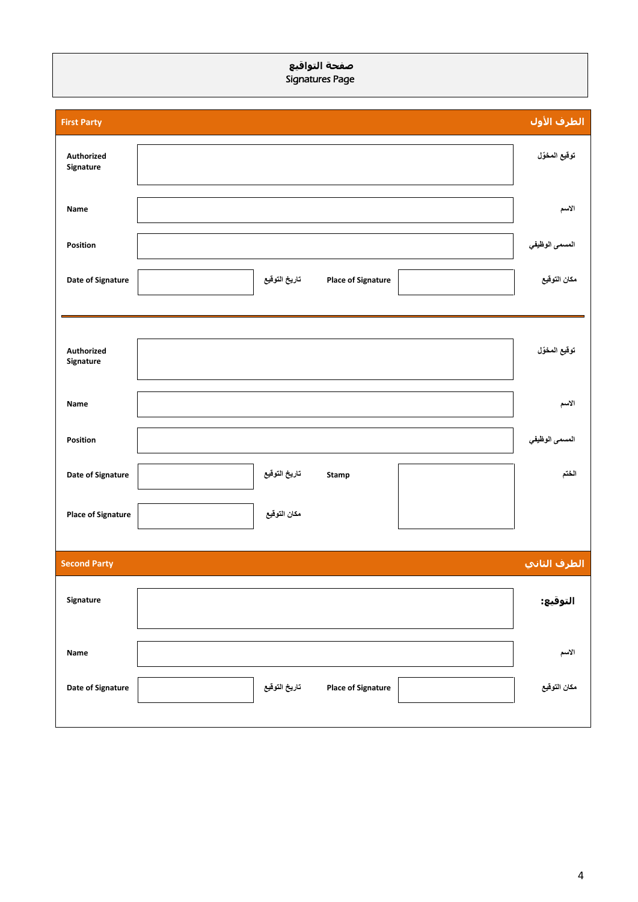# صفحة التواقيع
# Signatures Page

| First Party | | | | الطرف الأول |
|---|---|---|---|---|
| **Authorized Signature** | | | | توقيع المخوّل |
| **Name** | | | | الاسم |
| **Position** | | | | المسمى الوظيفي |
| **Date of Signature** | | تاريخ التوقيع | **Place of Signature** | | مكان التوقيع |

| | | | | |
|---|---|---|---|---|
| **Authorized Signature** | | | | توقيع المخوّل |
| **Name** | | | | الاسم |
| **Position** | | | | المسمى الوظيفي |
| **Date of Signature** | | تاريخ التوقيع | **Stamp** | | الختم |
| **Place of Signature** | | مكان التوقيع | | |

| Second Party | | | | الطرف الثاني |
|---|---|---|---|---|
| **Signature** | | | | **التوقيع:** |
| **Name** | | | | الاسم |
| **Date of Signature** | | تاريخ التوقيع | **Place of Signature** | | مكان التوقيع |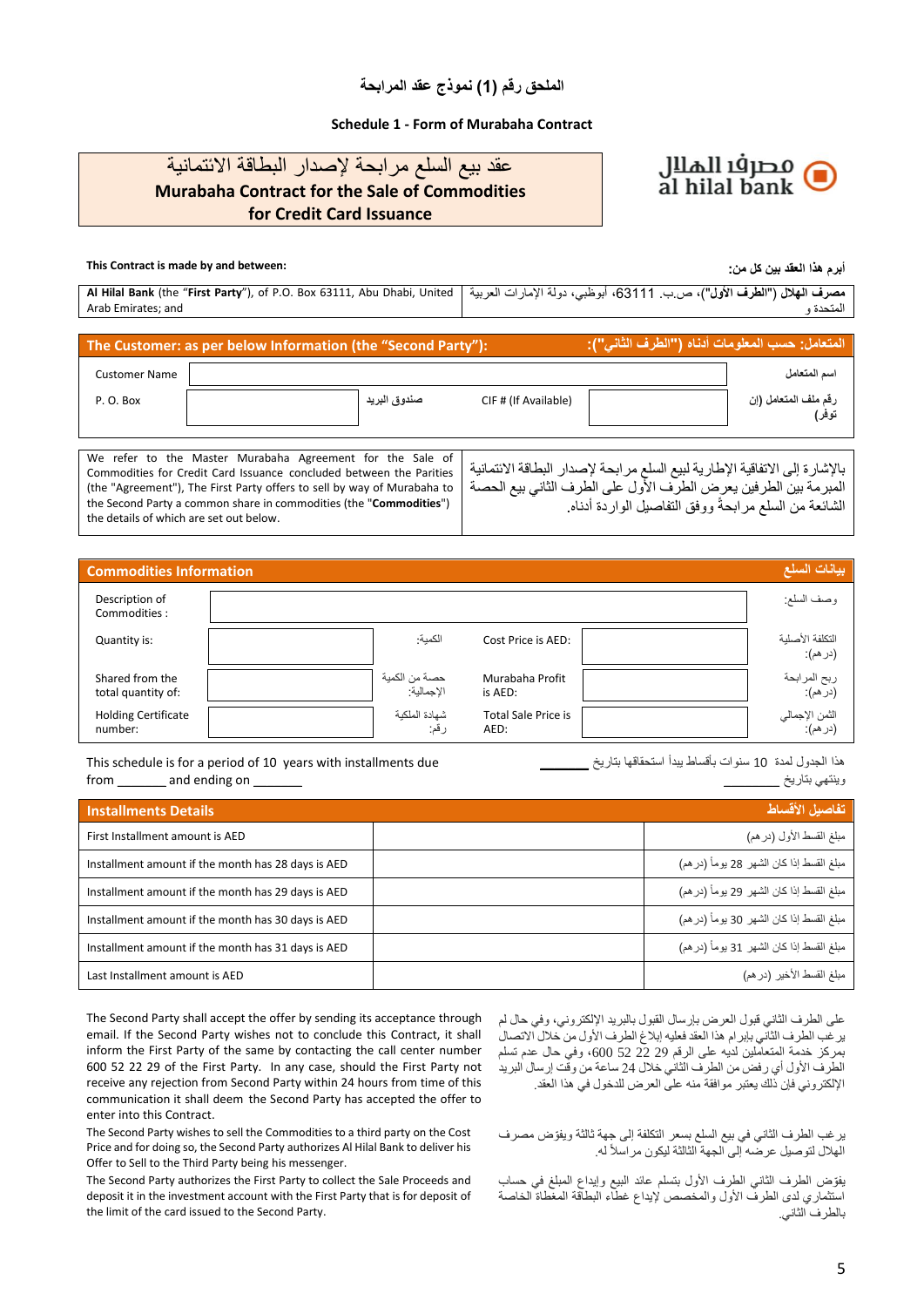# الملحق رقم (1) نموذج عقد المرابحة

**Schedule 1 - Form of Murabaha Contract**

مصرف الهلال
al hilal bank

## عقد بيع السلع مرابحة لإصدار البطاقة الائتمانية
## Murabaha Contract for the Sale of Commodities for Credit Card Issuance

| **This Contract is made by and between:** | **أبرم هذا العقد بين كل من:** |
|---|---|
| **Al Hilal Bank** (the "**First Party**"), of P.O. Box 63111, Abu Dhabi, United Arab Emirates; and | **مصرف الهلال ("الطرف الأول")**، ص.ب. 63111، أبوظبي، دولة الإمارات العربية المتحدة و |

| **The Customer: as per below Information (the "Second Party"):** | | | | | **المتعامل: حسب المعلومات أدناه ("الطرف الثاني"):** |
|---|---|---|---|---|---|
| Customer Name | | | | | اسم المتعامل |
| P. O. Box | | صندوق البريد | CIF # (If Available) | | رقم ملف المتعامل (إن توفر) |

| We refer to the Master Murabaha Agreement for the Sale of Commodities for Credit Card Issuance concluded between the Parties (the "Agreement"), The First Party offers to sell by way of Murabaha to the Second Party a common share in commodities (the "**Commodities**") the details of which are set out below. | بالإشارة إلى الاتفاقية الإطارية لبيع السلع مرابحة لإصدار البطاقة الائتمانية المبرمة بين الطرفين يعرض الطرف الأول على الطرف الثاني بيع الحصة الشائعة من السلع مرابحة ووفق التفاصيل الواردة أدناه. |
|---|---|

| **Commodities Information** | | | | | **بيانات السلع** |
|---|---|---|---|---|---|
| Description of Commodities : | | | | | وصف السلع: |
| Quantity is: | | الكمية: | Cost Price is AED: | | التكلفة الأصلية (درهم): |
| Shared from the total quantity of: | | حصة من الكمية الإجمالية: | Murabaha Profit is AED: | | ربح المرابحة (درهم): |
| Holding Certificate number: | | شهادة الملكية رقم: | Total Sale Price is AED: | | الثمن الإجمالي (درهم): |

This schedule is for a period of 10 years with installments due from _______ and ending on _______

هذا الجدول لمدة 10 سنوات بأقساط يبدأ استحقاقها بتاريخ ______ وينتهي بتاريخ ________

| **Installments Details** | | **تفاصيل الأقساط** |
|---|---|---|
| First Installment amount is AED | | مبلغ القسط الأول (درهم) |
| Installment amount if the month has 28 days is AED | | مبلغ القسط إذا كان الشهر 28 يوماً (درهم) |
| Installment amount if the month has 29 days is AED | | مبلغ القسط إذا كان الشهر 29 يوماً (درهم) |
| Installment amount if the month has 30 days is AED | | مبلغ القسط إذا كان الشهر 30 يوماً (درهم) |
| Installment amount if the month has 31 days is AED | | مبلغ القسط إذا كان الشهر 31 يوماً (درهم) |
| Last Installment amount is AED | | مبلغ القسط الأخير (درهم) |

The Second Party shall accept the offer by sending its acceptance through email. If the Second Party wishes not to conclude this Contract, it shall inform the First Party of the same by contacting the call center number 600 52 22 29 of the First Party. In any case, should the First Party not receive any rejection from Second Party within 24 hours from time of this communication it shall deem the Second Party has accepted the offer to enter into this Contract.

على الطرف الثاني قبول العرض بإرسال القبول بالبريد الإلكتروني، وفي حال لم يرغب الطرف الثاني بإبرام هذا العقد فعليه إبلاغ الطرف الأول من خلال الاتصال بمركز خدمة المتعاملين لديه على الرقم 29 22 52 600، وفي حال عدم تسلم الطرف الأول أي رفض من الطرف الثاني خلال 24 ساعة من وقت إرسال البريد الإلكتروني فإن ذلك يعتبر موافقة منه على العرض للدخول في هذا العقد.

The Second Party wishes to sell the Commodities to a third party on the Cost Price and for doing so, the Second Party authorizes Al Hilal Bank to deliver his Offer to Sell to the Third Party being his messenger.

يرغب الطرف الثاني في بيع السلع بسعر التكلفة إلى جهة ثالثة ويفوض مصرف الهلال لتوصيل عرضه إلى الجهة الثالثة ليكون مراسلاً له.

The Second Party authorizes the First Party to collect the Sale Proceeds and deposit it in the investment account with the First Party that is for deposit of the limit of the card issued to the Second Party.

يفوّض الطرف الثاني الطرف الأول بتسلم عائد البيع وإيداع المبلغ في حساب استثماري لدى الطرف الأول والمخصص لإيداع غطاء البطاقة المغطاة الخاصة بالطرف الثاني.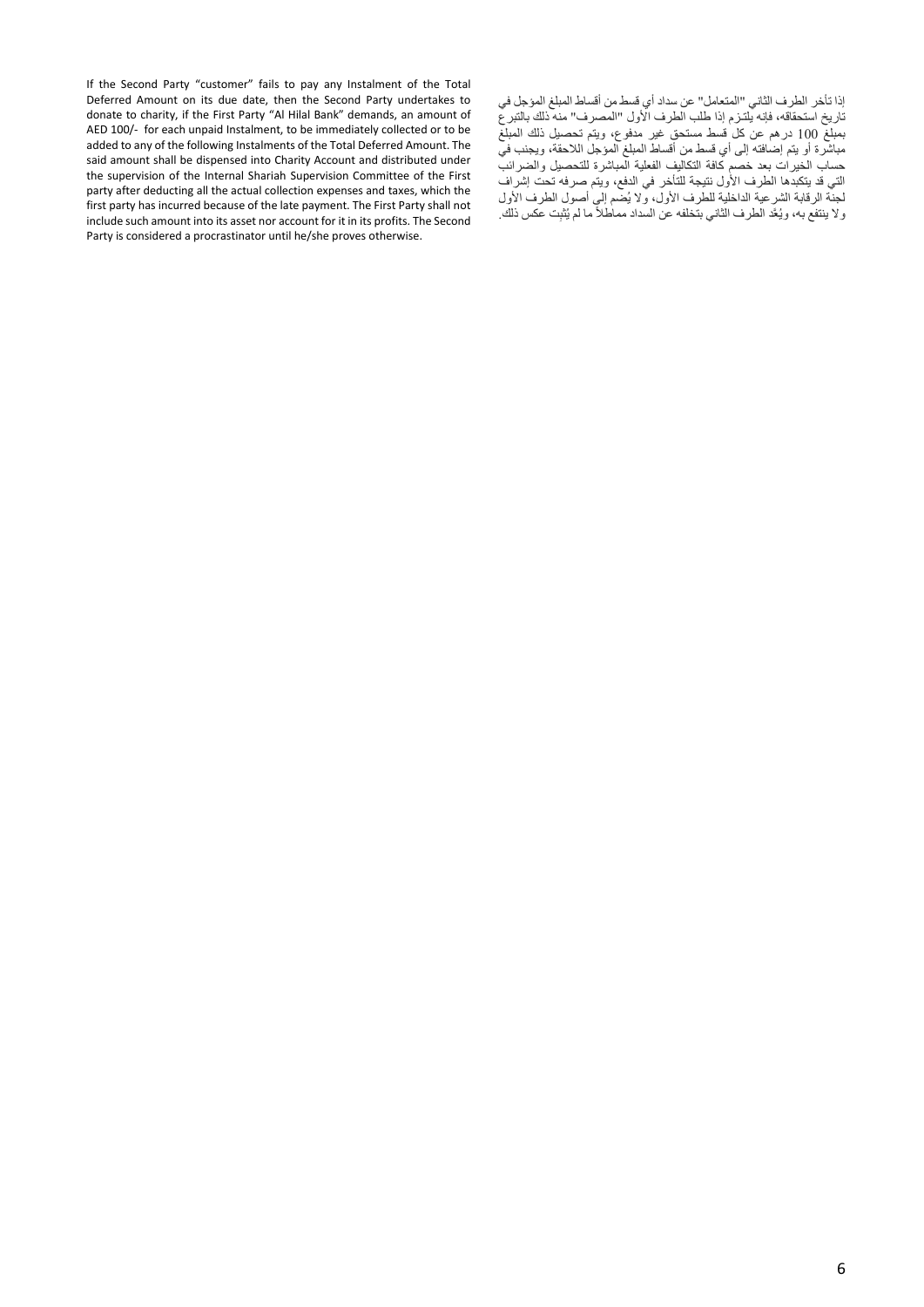If the Second Party "customer" fails to pay any Instalment of the Total Deferred Amount on its due date, then the Second Party undertakes to donate to charity, if the First Party "Al Hilal Bank" demands, an amount of AED 100/- for each unpaid Instalment, to be immediately collected or to be added to any of the following Instalments of the Total Deferred Amount. The said amount shall be dispensed into Charity Account and distributed under the supervision of the Internal Shariah Supervision Committee of the First party after deducting all the actual collection expenses and taxes, which the first party has incurred because of the late payment. The First Party shall not include such amount into its asset nor account for it in its profits. The Second Party is considered a procrastinator until he/she proves otherwise.

إذا تأخر الطرف الثاني "المتعامل" عن سداد أي قسط من أقساط المبلغ المؤجل في تاريخ استحقاقه، فإنه يلتزم إذا طلب الطرف الأول "المصرف" منه ذلك بالتبرع بمبلغ 100 درهم عن كل قسط مستحق غير مدفوع، ويتم تحصيل ذلك المبلغ مباشرة أو يتم إضافته إلى أي قسط من أقساط المبلغ المؤجل اللاحقة، ويجنب في حساب الخيرات بعد خصم كافة التكاليف الفعلية المباشرة للتحصيل والضرائب التي قد يتكبدها الطرف الأول نتيجة للتأخر في الدفع، ويتم صرفه تحت إشراف لجنة الرقابة الشرعية الداخلية للطرف الأول، ولا يُضم إلى أصول الطرف الأول ولا ينتفع به، ويُعَد الطرف الثاني بتخلفه عن السداد مماطلاً ما لم يُثبت عكس ذلك.